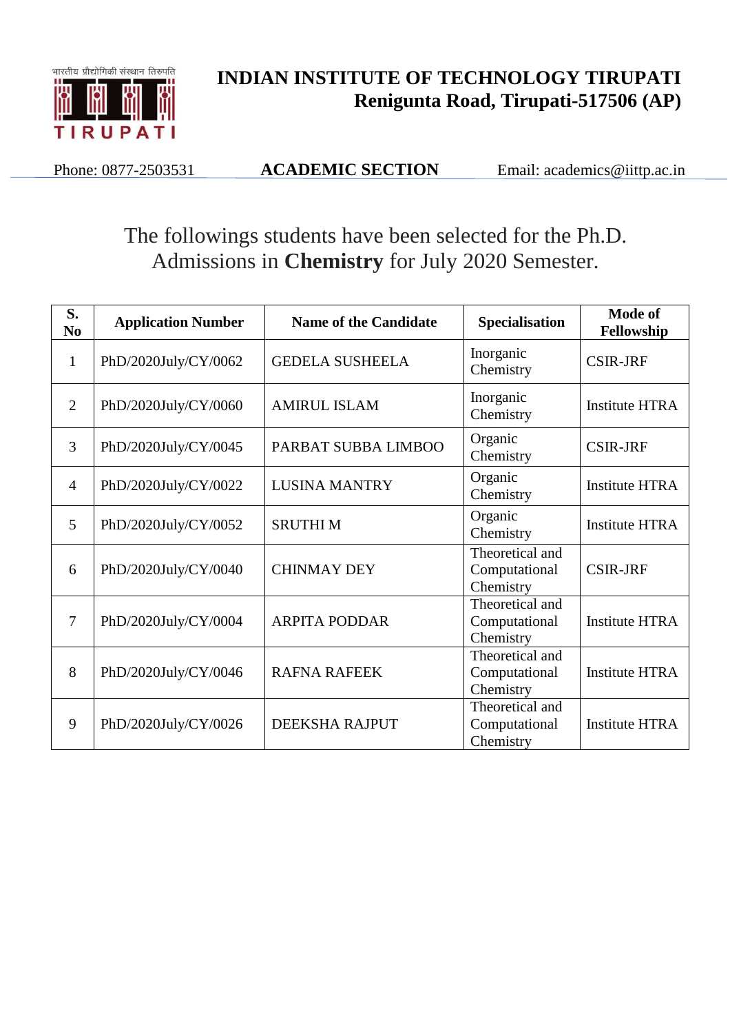# INDIAN INSTITUTE OF TECHNOLOGY TIRUPATI
## Renigunta Road, Tirupati-517506 (AP)

Phone: 0877-2503531 **ACADEMIC SECTION** Email: academics@iittp.ac.in

The followings students have been selected for the Ph.D. Admissions in **Chemistry** for July 2020 Semester.

| S. No | Application Number | Name of the Candidate | Specialisation | Mode of Fellowship |
|---|---|---|---|---|
| 1 | PhD/2020July/CY/0062 | GEDELA SUSHEELA | Inorganic Chemistry | CSIR-JRF |
| 2 | PhD/2020July/CY/0060 | AMIRUL ISLAM | Inorganic Chemistry | Institute HTRA |
| 3 | PhD/2020July/CY/0045 | PARBAT SUBBA LIMBOO | Organic Chemistry | CSIR-JRF |
| 4 | PhD/2020July/CY/0022 | LUSINA MANTRY | Organic Chemistry | Institute HTRA |
| 5 | PhD/2020July/CY/0052 | SRUTHI M | Organic Chemistry | Institute HTRA |
| 6 | PhD/2020July/CY/0040 | CHINMAY DEY | Theoretical and Computational Chemistry | CSIR-JRF |
| 7 | PhD/2020July/CY/0004 | ARPITA PODDAR | Theoretical and Computational Chemistry | Institute HTRA |
| 8 | PhD/2020July/CY/0046 | RAFNA RAFEEK | Theoretical and Computational Chemistry | Institute HTRA |
| 9 | PhD/2020July/CY/0026 | DEEKSHA RAJPUT | Theoretical and Computational Chemistry | Institute HTRA |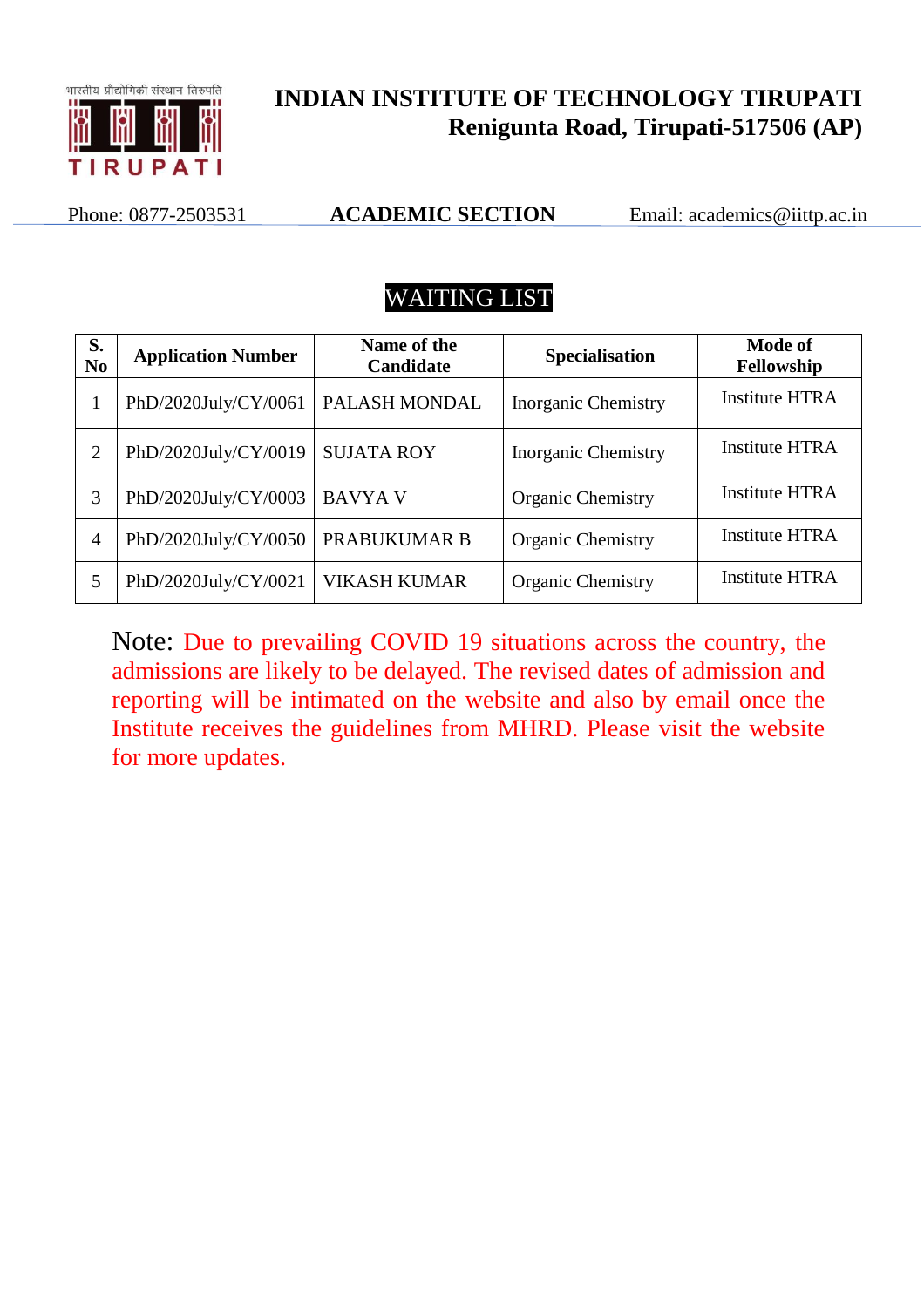# INDIAN INSTITUTE OF TECHNOLOGY TIRUPATI
## Renigunta Road, Tirupati-517506 (AP)

Phone: 0877-2503531 **ACADEMIC SECTION** Email: academics@iittp.ac.in

### WAITING LIST

| S. No | Application Number | Name of the Candidate | Specialisation | Mode of Fellowship |
|---|---|---|---|---|
| 1 | PhD/2020July/CY/0061 | PALASH MONDAL | Inorganic Chemistry | Institute HTRA |
| 2 | PhD/2020July/CY/0019 | SUJATA ROY | Inorganic Chemistry | Institute HTRA |
| 3 | PhD/2020July/CY/0003 | BAVYA V | Organic Chemistry | Institute HTRA |
| 4 | PhD/2020July/CY/0050 | PRABUKUMAR B | Organic Chemistry | Institute HTRA |
| 5 | PhD/2020July/CY/0021 | VIKASH KUMAR | Organic Chemistry | Institute HTRA |

Note: Due to prevailing COVID 19 situations across the country, the admissions are likely to be delayed. The revised dates of admission and reporting will be intimated on the website and also by email once the Institute receives the guidelines from MHRD. Please visit the website for more updates.